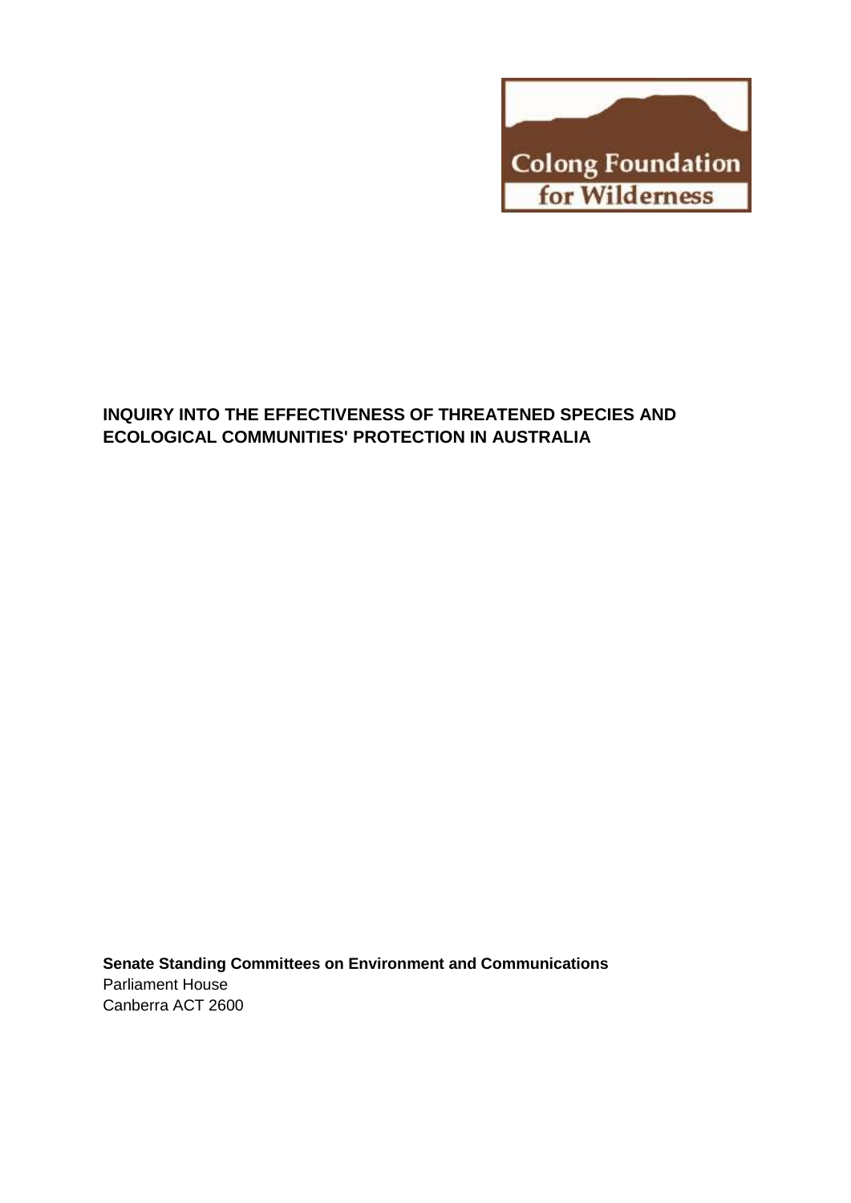Colong Foundation for Wilderness

**INQUIRY INTO THE EFFECTIVENESS OF THREATENED SPECIES AND ECOLOGICAL COMMUNITIES' PROTECTION IN AUSTRALIA**

**Senate Standing Committees on Environment and Communications**
Parliament House
Canberra ACT 2600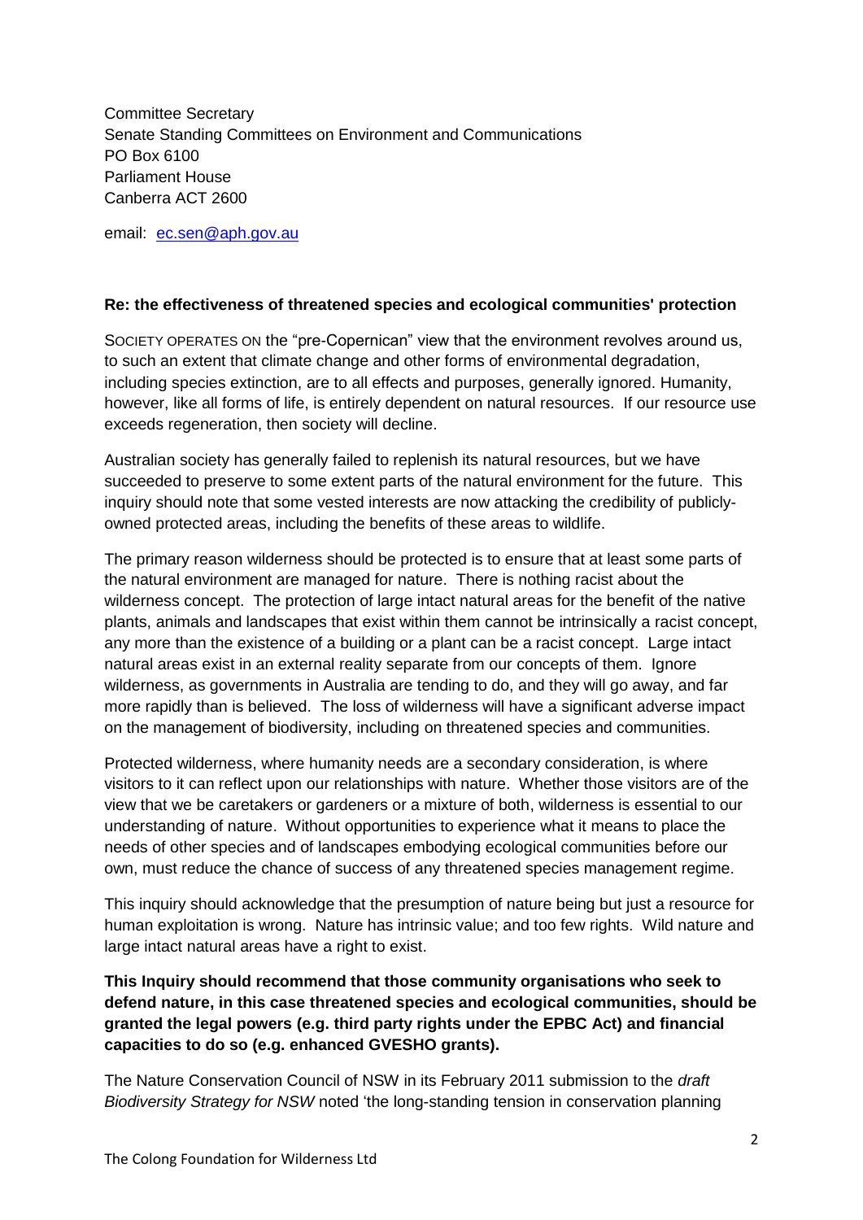Committee Secretary
Senate Standing Committees on Environment and Communications
PO Box 6100
Parliament House
Canberra ACT 2600

email: ec.sen@aph.gov.au

**Re: the effectiveness of threatened species and ecological communities' protection**

SOCIETY OPERATES ON the "pre-Copernican" view that the environment revolves around us, to such an extent that climate change and other forms of environmental degradation, including species extinction, are to all effects and purposes, generally ignored. Humanity, however, like all forms of life, is entirely dependent on natural resources. If our resource use exceeds regeneration, then society will decline.

Australian society has generally failed to replenish its natural resources, but we have succeeded to preserve to some extent parts of the natural environment for the future. This inquiry should note that some vested interests are now attacking the credibility of publicly-owned protected areas, including the benefits of these areas to wildlife.

The primary reason wilderness should be protected is to ensure that at least some parts of the natural environment are managed for nature. There is nothing racist about the wilderness concept. The protection of large intact natural areas for the benefit of the native plants, animals and landscapes that exist within them cannot be intrinsically a racist concept, any more than the existence of a building or a plant can be a racist concept. Large intact natural areas exist in an external reality separate from our concepts of them. Ignore wilderness, as governments in Australia are tending to do, and they will go away, and far more rapidly than is believed. The loss of wilderness will have a significant adverse impact on the management of biodiversity, including on threatened species and communities.

Protected wilderness, where humanity needs are a secondary consideration, is where visitors to it can reflect upon our relationships with nature. Whether those visitors are of the view that we be caretakers or gardeners or a mixture of both, wilderness is essential to our understanding of nature. Without opportunities to experience what it means to place the needs of other species and of landscapes embodying ecological communities before our own, must reduce the chance of success of any threatened species management regime.

This inquiry should acknowledge that the presumption of nature being but just a resource for human exploitation is wrong. Nature has intrinsic value; and too few rights. Wild nature and large intact natural areas have a right to exist.

**This Inquiry should recommend that those community organisations who seek to defend nature, in this case threatened species and ecological communities, should be granted the legal powers (e.g. third party rights under the EPBC Act) and financial capacities to do so (e.g. enhanced GVESHO grants).**

The Nature Conservation Council of NSW in its February 2011 submission to the *draft Biodiversity Strategy for NSW* noted 'the long-standing tension in conservation planning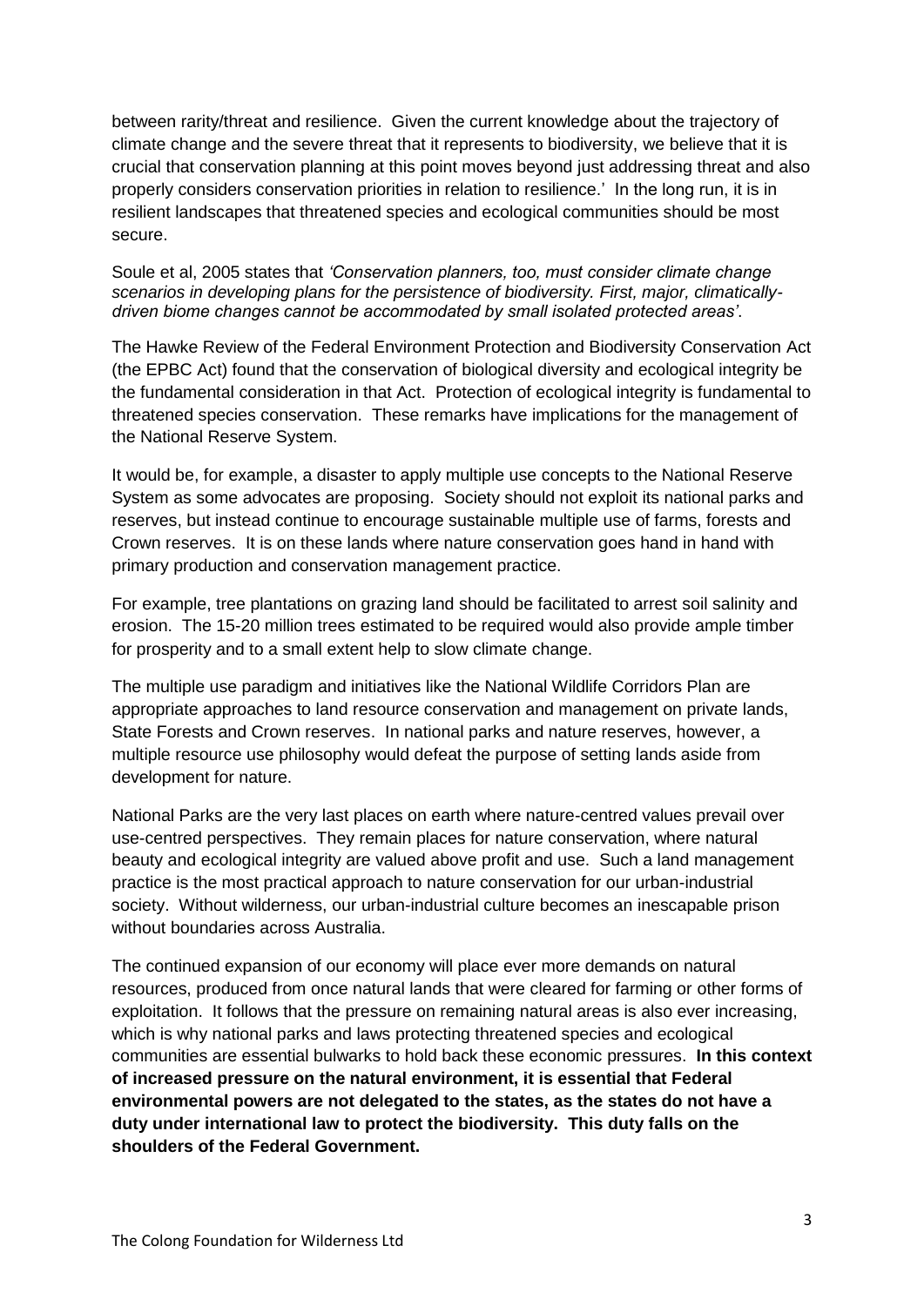between rarity/threat and resilience. Given the current knowledge about the trajectory of climate change and the severe threat that it represents to biodiversity, we believe that it is crucial that conservation planning at this point moves beyond just addressing threat and also properly considers conservation priorities in relation to resilience.' In the long run, it is in resilient landscapes that threatened species and ecological communities should be most secure.

Soule et al, 2005 states that *'Conservation planners, too, must consider climate change scenarios in developing plans for the persistence of biodiversity. First, major, climatically-driven biome changes cannot be accommodated by small isolated protected areas'*.

The Hawke Review of the Federal Environment Protection and Biodiversity Conservation Act (the EPBC Act) found that the conservation of biological diversity and ecological integrity be the fundamental consideration in that Act. Protection of ecological integrity is fundamental to threatened species conservation. These remarks have implications for the management of the National Reserve System.

It would be, for example, a disaster to apply multiple use concepts to the National Reserve System as some advocates are proposing. Society should not exploit its national parks and reserves, but instead continue to encourage sustainable multiple use of farms, forests and Crown reserves. It is on these lands where nature conservation goes hand in hand with primary production and conservation management practice.

For example, tree plantations on grazing land should be facilitated to arrest soil salinity and erosion. The 15-20 million trees estimated to be required would also provide ample timber for prosperity and to a small extent help to slow climate change.

The multiple use paradigm and initiatives like the National Wildlife Corridors Plan are appropriate approaches to land resource conservation and management on private lands, State Forests and Crown reserves. In national parks and nature reserves, however, a multiple resource use philosophy would defeat the purpose of setting lands aside from development for nature.

National Parks are the very last places on earth where nature-centred values prevail over use-centred perspectives. They remain places for nature conservation, where natural beauty and ecological integrity are valued above profit and use. Such a land management practice is the most practical approach to nature conservation for our urban-industrial society. Without wilderness, our urban-industrial culture becomes an inescapable prison without boundaries across Australia.

The continued expansion of our economy will place ever more demands on natural resources, produced from once natural lands that were cleared for farming or other forms of exploitation. It follows that the pressure on remaining natural areas is also ever increasing, which is why national parks and laws protecting threatened species and ecological communities are essential bulwarks to hold back these economic pressures. **In this context of increased pressure on the natural environment, it is essential that Federal environmental powers are not delegated to the states, as the states do not have a duty under international law to protect the biodiversity. This duty falls on the shoulders of the Federal Government.**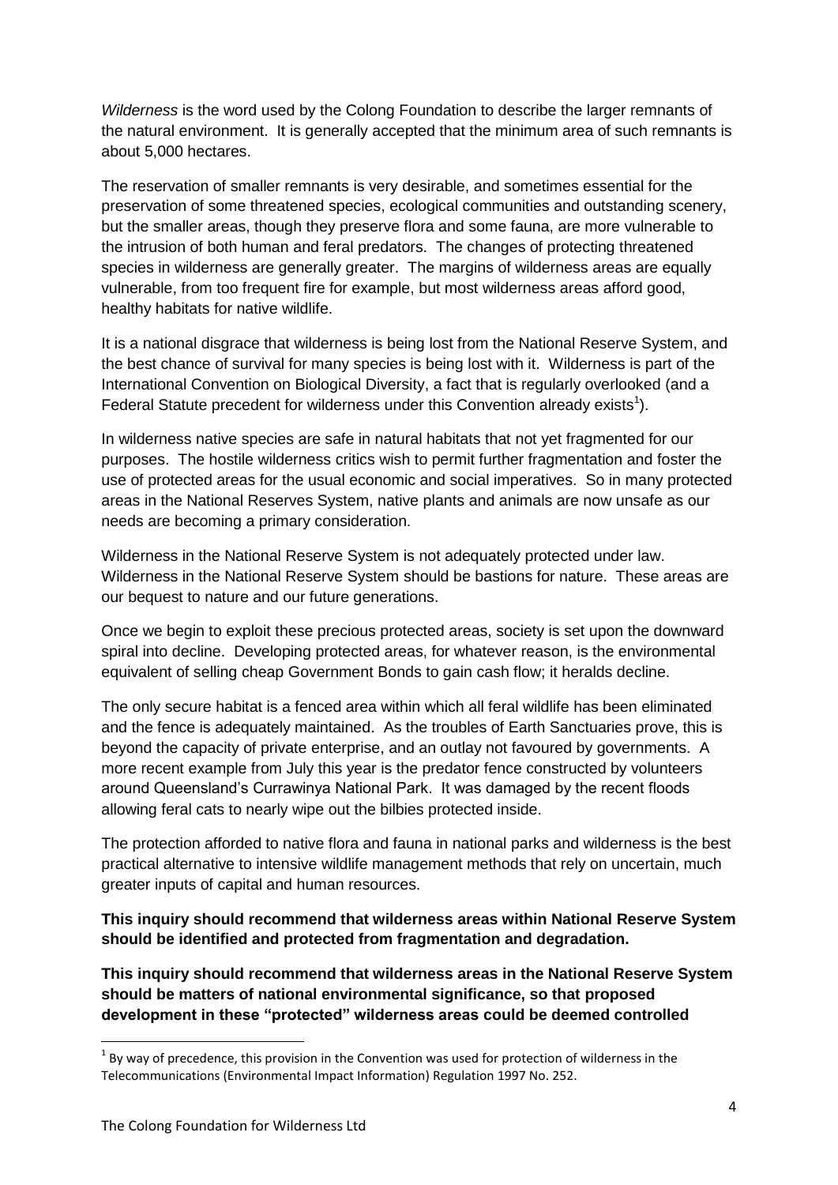*Wilderness* is the word used by the Colong Foundation to describe the larger remnants of the natural environment. It is generally accepted that the minimum area of such remnants is about 5,000 hectares.

The reservation of smaller remnants is very desirable, and sometimes essential for the preservation of some threatened species, ecological communities and outstanding scenery, but the smaller areas, though they preserve flora and some fauna, are more vulnerable to the intrusion of both human and feral predators. The changes of protecting threatened species in wilderness are generally greater. The margins of wilderness areas are equally vulnerable, from too frequent fire for example, but most wilderness areas afford good, healthy habitats for native wildlife.

It is a national disgrace that wilderness is being lost from the National Reserve System, and the best chance of survival for many species is being lost with it. Wilderness is part of the International Convention on Biological Diversity, a fact that is regularly overlooked (and a Federal Statute precedent for wilderness under this Convention already exists[1]).

In wilderness native species are safe in natural habitats that not yet fragmented for our purposes. The hostile wilderness critics wish to permit further fragmentation and foster the use of protected areas for the usual economic and social imperatives. So in many protected areas in the National Reserves System, native plants and animals are now unsafe as our needs are becoming a primary consideration.

Wilderness in the National Reserve System is not adequately protected under law. Wilderness in the National Reserve System should be bastions for nature. These areas are our bequest to nature and our future generations.

Once we begin to exploit these precious protected areas, society is set upon the downward spiral into decline. Developing protected areas, for whatever reason, is the environmental equivalent of selling cheap Government Bonds to gain cash flow; it heralds decline.

The only secure habitat is a fenced area within which all feral wildlife has been eliminated and the fence is adequately maintained. As the troubles of Earth Sanctuaries prove, this is beyond the capacity of private enterprise, and an outlay not favoured by governments. A more recent example from July this year is the predator fence constructed by volunteers around Queensland's Currawinya National Park. It was damaged by the recent floods allowing feral cats to nearly wipe out the bilbies protected inside.

The protection afforded to native flora and fauna in national parks and wilderness is the best practical alternative to intensive wildlife management methods that rely on uncertain, much greater inputs of capital and human resources.

**This inquiry should recommend that wilderness areas within National Reserve System should be identified and protected from fragmentation and degradation.**

**This inquiry should recommend that wilderness areas in the National Reserve System should be matters of national environmental significance, so that proposed development in these "protected" wilderness areas could be deemed controlled**

---

[1] By way of precedence, this provision in the Convention was used for protection of wilderness in the Telecommunications (Environmental Impact Information) Regulation 1997 No. 252.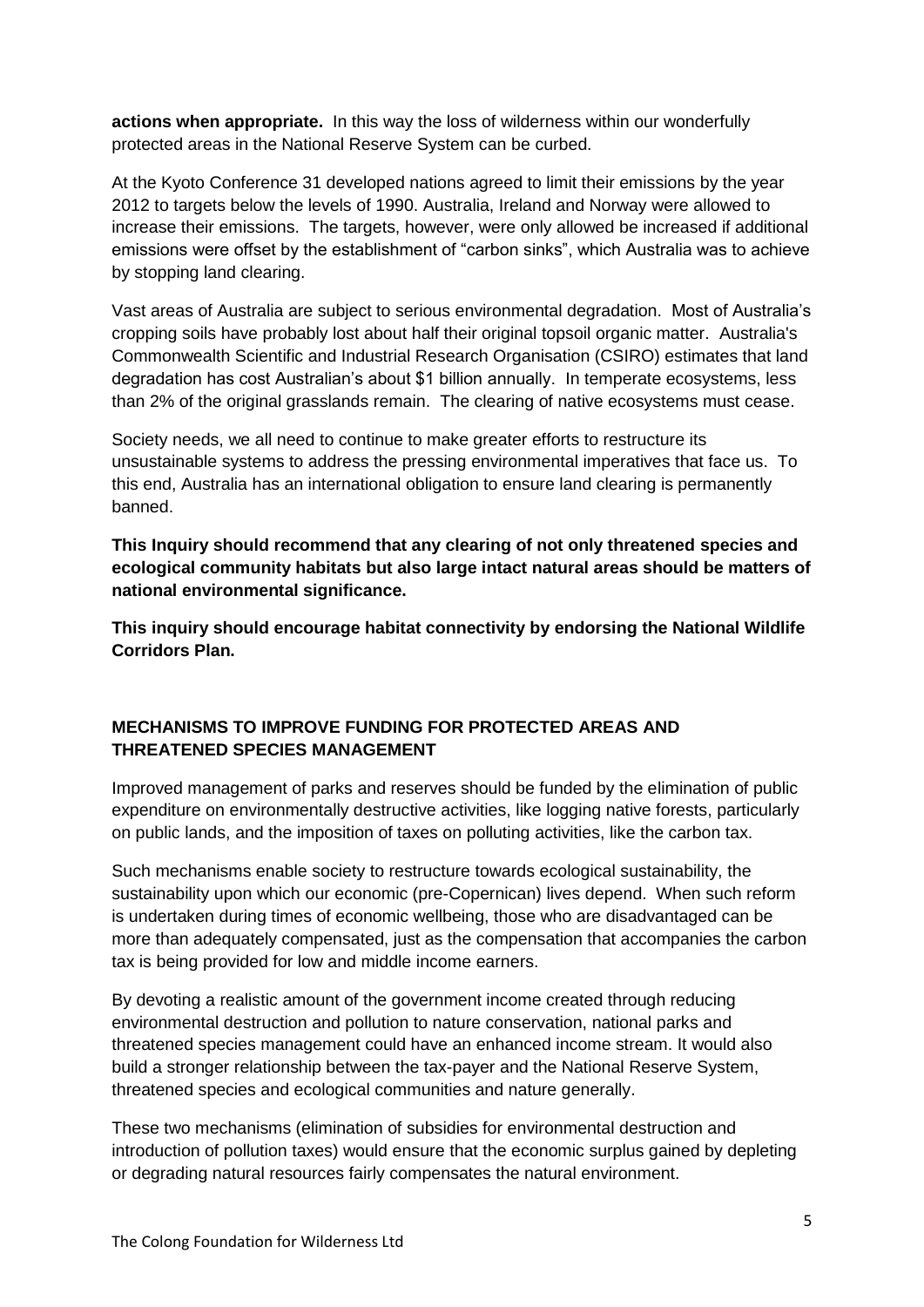**actions when appropriate.** In this way the loss of wilderness within our wonderfully protected areas in the National Reserve System can be curbed.

At the Kyoto Conference 31 developed nations agreed to limit their emissions by the year 2012 to targets below the levels of 1990. Australia, Ireland and Norway were allowed to increase their emissions. The targets, however, were only allowed be increased if additional emissions were offset by the establishment of "carbon sinks", which Australia was to achieve by stopping land clearing.

Vast areas of Australia are subject to serious environmental degradation. Most of Australia's cropping soils have probably lost about half their original topsoil organic matter. Australia's Commonwealth Scientific and Industrial Research Organisation (CSIRO) estimates that land degradation has cost Australian's about $1 billion annually. In temperate ecosystems, less than 2% of the original grasslands remain. The clearing of native ecosystems must cease.

Society needs, we all need to continue to make greater efforts to restructure its unsustainable systems to address the pressing environmental imperatives that face us. To this end, Australia has an international obligation to ensure land clearing is permanently banned.

**This Inquiry should recommend that any clearing of not only threatened species and ecological community habitats but also large intact natural areas should be matters of national environmental significance.**

**This inquiry should encourage habitat connectivity by endorsing the National Wildlife Corridors Plan.**

## MECHANISMS TO IMPROVE FUNDING FOR PROTECTED AREAS AND THREATENED SPECIES MANAGEMENT

Improved management of parks and reserves should be funded by the elimination of public expenditure on environmentally destructive activities, like logging native forests, particularly on public lands, and the imposition of taxes on polluting activities, like the carbon tax.

Such mechanisms enable society to restructure towards ecological sustainability, the sustainability upon which our economic (pre-Copernican) lives depend. When such reform is undertaken during times of economic wellbeing, those who are disadvantaged can be more than adequately compensated, just as the compensation that accompanies the carbon tax is being provided for low and middle income earners.

By devoting a realistic amount of the government income created through reducing environmental destruction and pollution to nature conservation, national parks and threatened species management could have an enhanced income stream. It would also build a stronger relationship between the tax-payer and the National Reserve System, threatened species and ecological communities and nature generally.

These two mechanisms (elimination of subsidies for environmental destruction and introduction of pollution taxes) would ensure that the economic surplus gained by depleting or degrading natural resources fairly compensates the natural environment.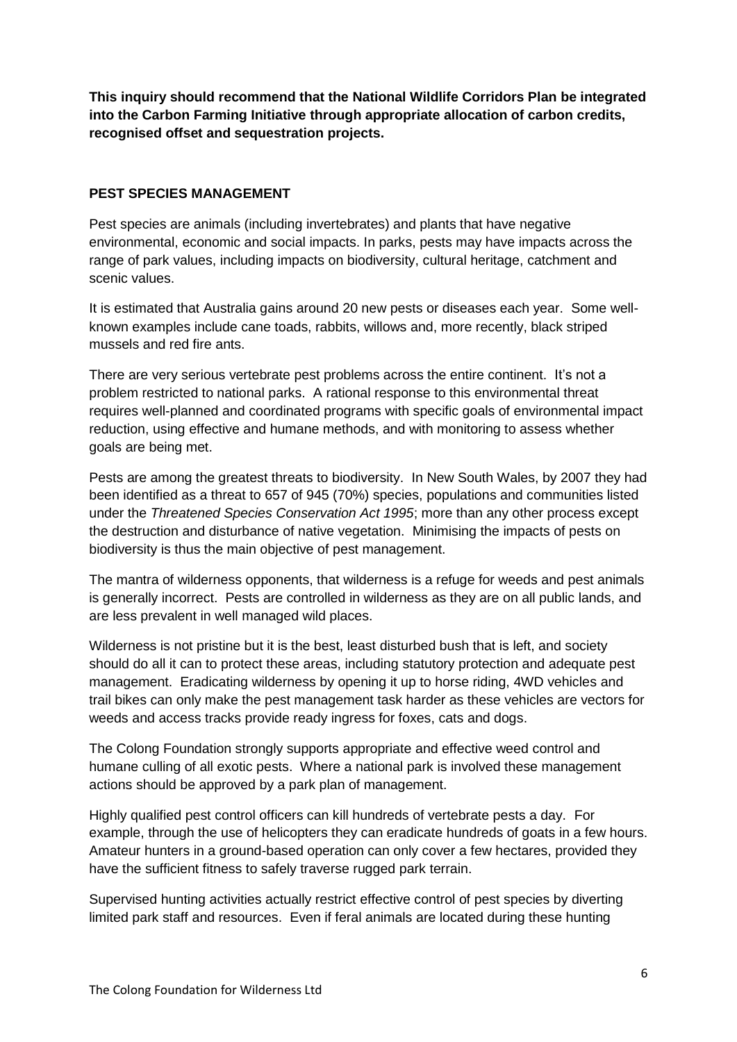**This inquiry should recommend that the National Wildlife Corridors Plan be integrated into the Carbon Farming Initiative through appropriate allocation of carbon credits, recognised offset and sequestration projects.**

## PEST SPECIES MANAGEMENT

Pest species are animals (including invertebrates) and plants that have negative environmental, economic and social impacts. In parks, pests may have impacts across the range of park values, including impacts on biodiversity, cultural heritage, catchment and scenic values.

It is estimated that Australia gains around 20 new pests or diseases each year. Some well-known examples include cane toads, rabbits, willows and, more recently, black striped mussels and red fire ants.

There are very serious vertebrate pest problems across the entire continent. It's not a problem restricted to national parks. A rational response to this environmental threat requires well-planned and coordinated programs with specific goals of environmental impact reduction, using effective and humane methods, and with monitoring to assess whether goals are being met.

Pests are among the greatest threats to biodiversity. In New South Wales, by 2007 they had been identified as a threat to 657 of 945 (70%) species, populations and communities listed under the *Threatened Species Conservation Act 1995*; more than any other process except the destruction and disturbance of native vegetation. Minimising the impacts of pests on biodiversity is thus the main objective of pest management.

The mantra of wilderness opponents, that wilderness is a refuge for weeds and pest animals is generally incorrect. Pests are controlled in wilderness as they are on all public lands, and are less prevalent in well managed wild places.

Wilderness is not pristine but it is the best, least disturbed bush that is left, and society should do all it can to protect these areas, including statutory protection and adequate pest management. Eradicating wilderness by opening it up to horse riding, 4WD vehicles and trail bikes can only make the pest management task harder as these vehicles are vectors for weeds and access tracks provide ready ingress for foxes, cats and dogs.

The Colong Foundation strongly supports appropriate and effective weed control and humane culling of all exotic pests. Where a national park is involved these management actions should be approved by a park plan of management.

Highly qualified pest control officers can kill hundreds of vertebrate pests a day. For example, through the use of helicopters they can eradicate hundreds of goats in a few hours. Amateur hunters in a ground-based operation can only cover a few hectares, provided they have the sufficient fitness to safely traverse rugged park terrain.

Supervised hunting activities actually restrict effective control of pest species by diverting limited park staff and resources. Even if feral animals are located during these hunting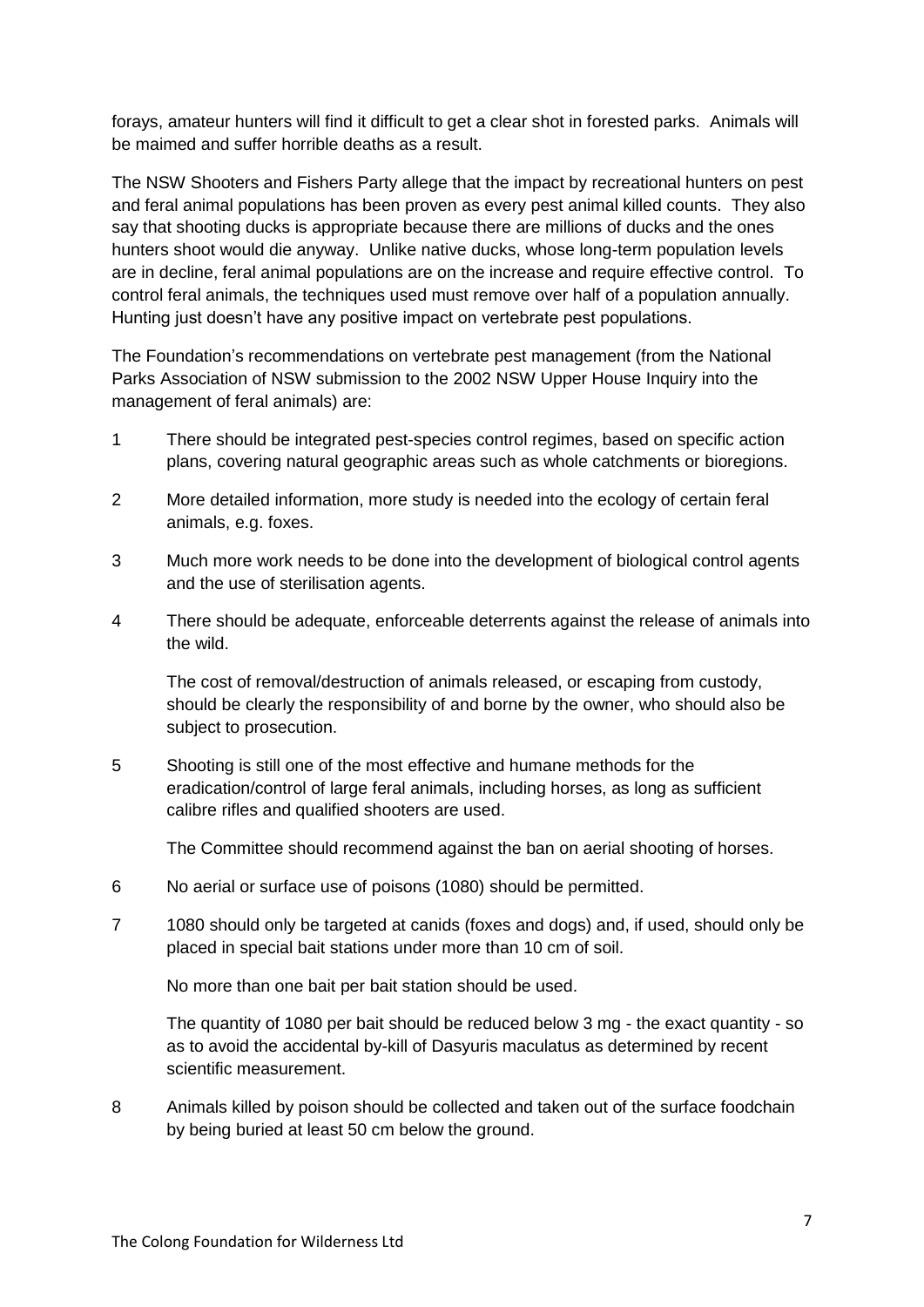forays, amateur hunters will find it difficult to get a clear shot in forested parks. Animals will be maimed and suffer horrible deaths as a result.

The NSW Shooters and Fishers Party allege that the impact by recreational hunters on pest and feral animal populations has been proven as every pest animal killed counts. They also say that shooting ducks is appropriate because there are millions of ducks and the ones hunters shoot would die anyway. Unlike native ducks, whose long-term population levels are in decline, feral animal populations are on the increase and require effective control. To control feral animals, the techniques used must remove over half of a population annually. Hunting just doesn't have any positive impact on vertebrate pest populations.

The Foundation's recommendations on vertebrate pest management (from the National Parks Association of NSW submission to the 2002 NSW Upper House Inquiry into the management of feral animals) are:

1. There should be integrated pest-species control regimes, based on specific action plans, covering natural geographic areas such as whole catchments or bioregions.

2. More detailed information, more study is needed into the ecology of certain feral animals, e.g. foxes.

3. Much more work needs to be done into the development of biological control agents and the use of sterilisation agents.

4. There should be adequate, enforceable deterrents against the release of animals into the wild.

   The cost of removal/destruction of animals released, or escaping from custody, should be clearly the responsibility of and borne by the owner, who should also be subject to prosecution.

5. Shooting is still one of the most effective and humane methods for the eradication/control of large feral animals, including horses, as long as sufficient calibre rifles and qualified shooters are used.

   The Committee should recommend against the ban on aerial shooting of horses.

6. No aerial or surface use of poisons (1080) should be permitted.

7. 1080 should only be targeted at canids (foxes and dogs) and, if used, should only be placed in special bait stations under more than 10 cm of soil.

   No more than one bait per bait station should be used.

   The quantity of 1080 per bait should be reduced below 3 mg - the exact quantity - so as to avoid the accidental by-kill of Dasyuris maculatus as determined by recent scientific measurement.

8. Animals killed by poison should be collected and taken out of the surface foodchain by being buried at least 50 cm below the ground.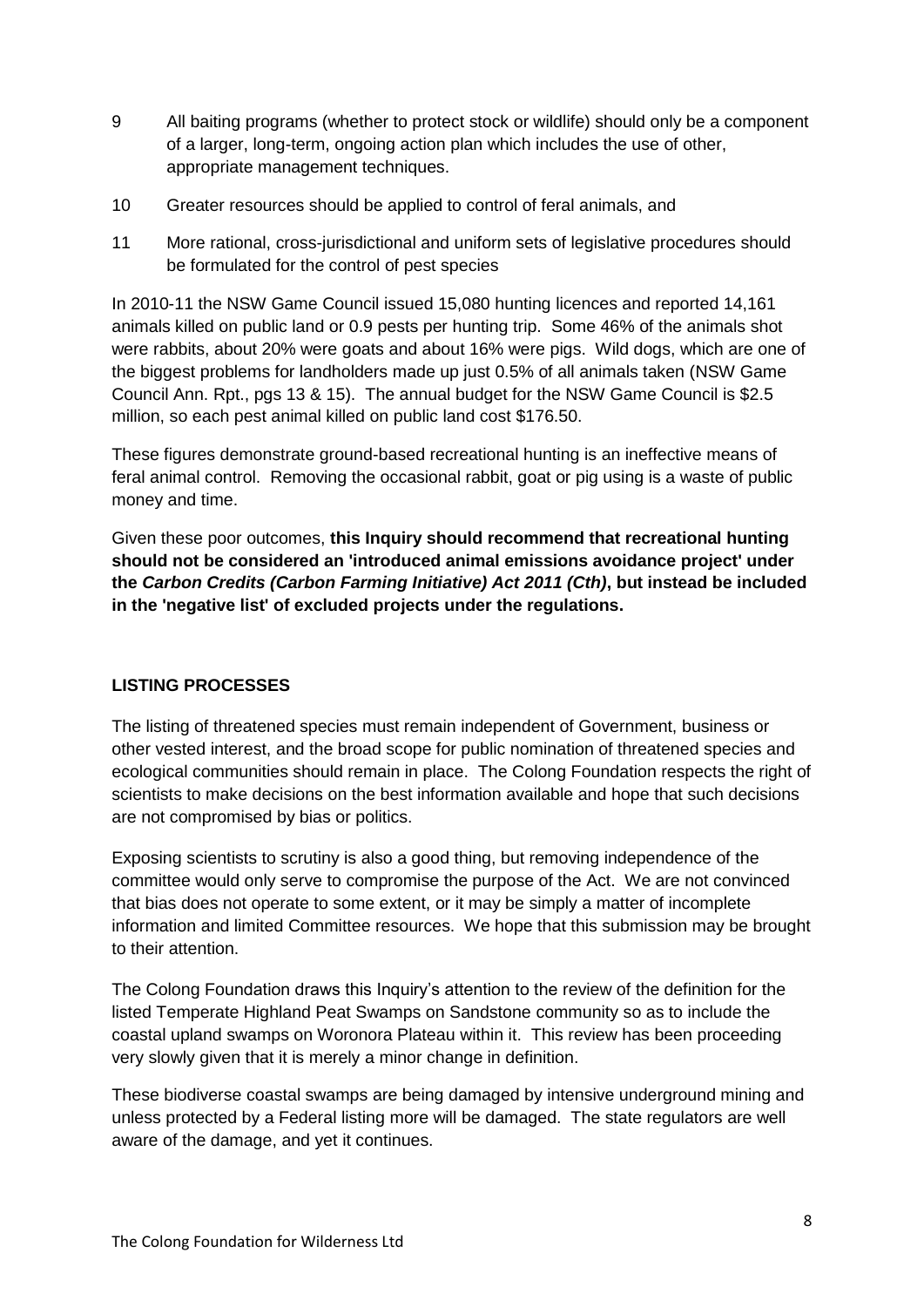9 All baiting programs (whether to protect stock or wildlife) should only be a component of a larger, long-term, ongoing action plan which includes the use of other, appropriate management techniques.

10 Greater resources should be applied to control of feral animals, and

11 More rational, cross-jurisdictional and uniform sets of legislative procedures should be formulated for the control of pest species

In 2010-11 the NSW Game Council issued 15,080 hunting licences and reported 14,161 animals killed on public land or 0.9 pests per hunting trip. Some 46% of the animals shot were rabbits, about 20% were goats and about 16% were pigs. Wild dogs, which are one of the biggest problems for landholders made up just 0.5% of all animals taken (NSW Game Council Ann. Rpt., pgs 13 & 15). The annual budget for the NSW Game Council is $2.5 million, so each pest animal killed on public land cost $176.50.

These figures demonstrate ground-based recreational hunting is an ineffective means of feral animal control. Removing the occasional rabbit, goat or pig using is a waste of public money and time.

Given these poor outcomes, **this Inquiry should recommend that recreational hunting should not be considered an 'introduced animal emissions avoidance project' under the *Carbon Credits (Carbon Farming Initiative) Act 2011 (Cth)*, but instead be included in the 'negative list' of excluded projects under the regulations.**

## LISTING PROCESSES

The listing of threatened species must remain independent of Government, business or other vested interest, and the broad scope for public nomination of threatened species and ecological communities should remain in place. The Colong Foundation respects the right of scientists to make decisions on the best information available and hope that such decisions are not compromised by bias or politics.

Exposing scientists to scrutiny is also a good thing, but removing independence of the committee would only serve to compromise the purpose of the Act. We are not convinced that bias does not operate to some extent, or it may be simply a matter of incomplete information and limited Committee resources. We hope that this submission may be brought to their attention.

The Colong Foundation draws this Inquiry's attention to the review of the definition for the listed Temperate Highland Peat Swamps on Sandstone community so as to include the coastal upland swamps on Woronora Plateau within it. This review has been proceeding very slowly given that it is merely a minor change in definition.

These biodiverse coastal swamps are being damaged by intensive underground mining and unless protected by a Federal listing more will be damaged. The state regulators are well aware of the damage, and yet it continues.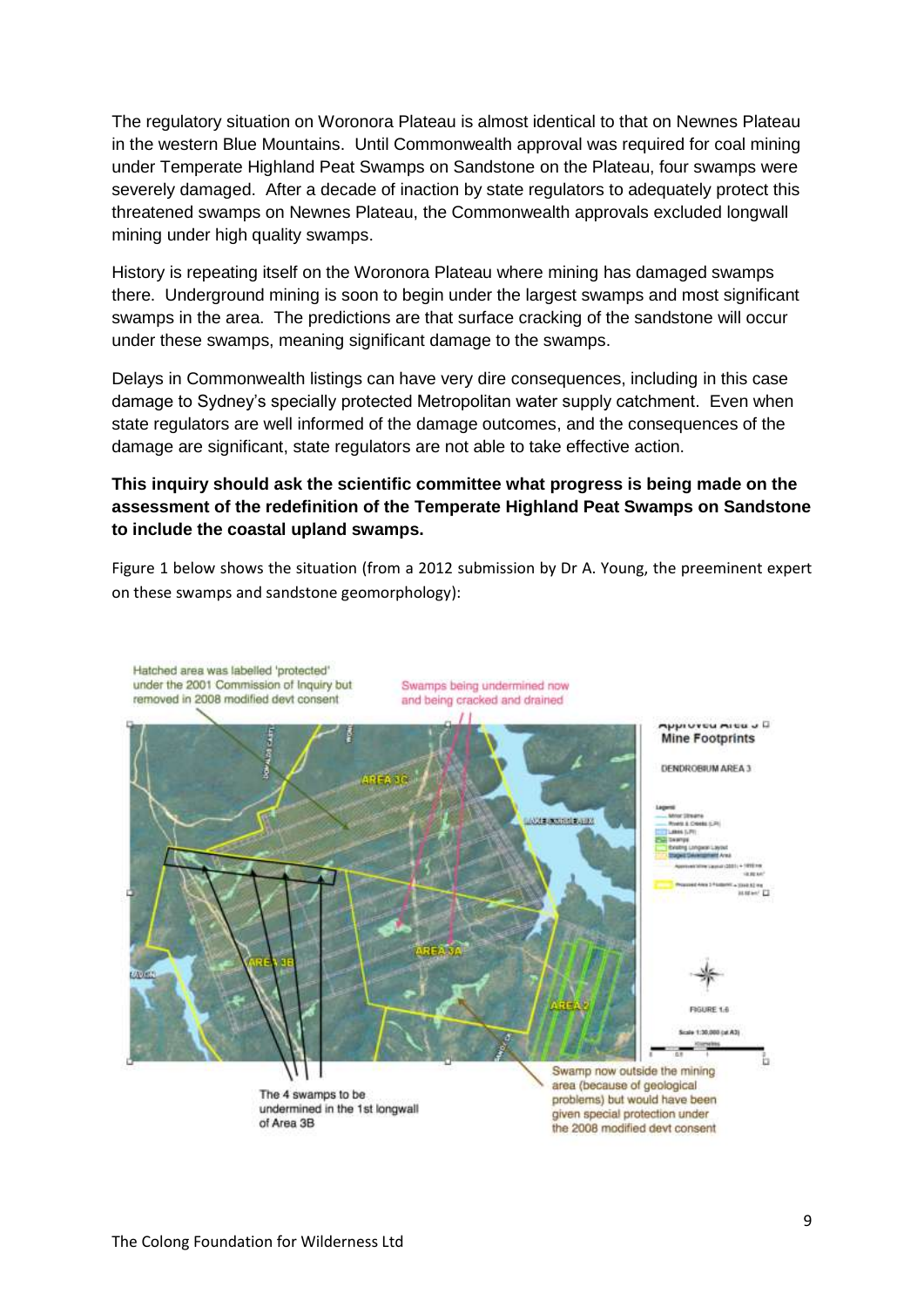The regulatory situation on Woronora Plateau is almost identical to that on Newnes Plateau in the western Blue Mountains. Until Commonwealth approval was required for coal mining under Temperate Highland Peat Swamps on Sandstone on the Plateau, four swamps were severely damaged. After a decade of inaction by state regulators to adequately protect this threatened swamps on Newnes Plateau, the Commonwealth approvals excluded longwall mining under high quality swamps.

History is repeating itself on the Woronora Plateau where mining has damaged swamps there. Underground mining is soon to begin under the largest swamps and most significant swamps in the area. The predictions are that surface cracking of the sandstone will occur under these swamps, meaning significant damage to the swamps.

Delays in Commonwealth listings can have very dire consequences, including in this case damage to Sydney's specially protected Metropolitan water supply catchment. Even when state regulators are well informed of the damage outcomes, and the consequences of the damage are significant, state regulators are not able to take effective action.

**This inquiry should ask the scientific committee what progress is being made on the assessment of the redefinition of the Temperate Highland Peat Swamps on Sandstone to include the coastal upland swamps.**

Figure 1 below shows the situation (from a 2012 submission by Dr A. Young, the preeminent expert on these swamps and sandstone geomorphology):

Hatched area was labelled 'protected' under the 2001 Commission of Inquiry but removed in 2008 modified devt consent

Swamps being undermined now and being cracked and drained

The 4 swamps to be undermined in the 1st longwall of Area 3B

Swamp now outside the mining area (because of geological problems) but would have been given special protection under the 2008 modified devt consent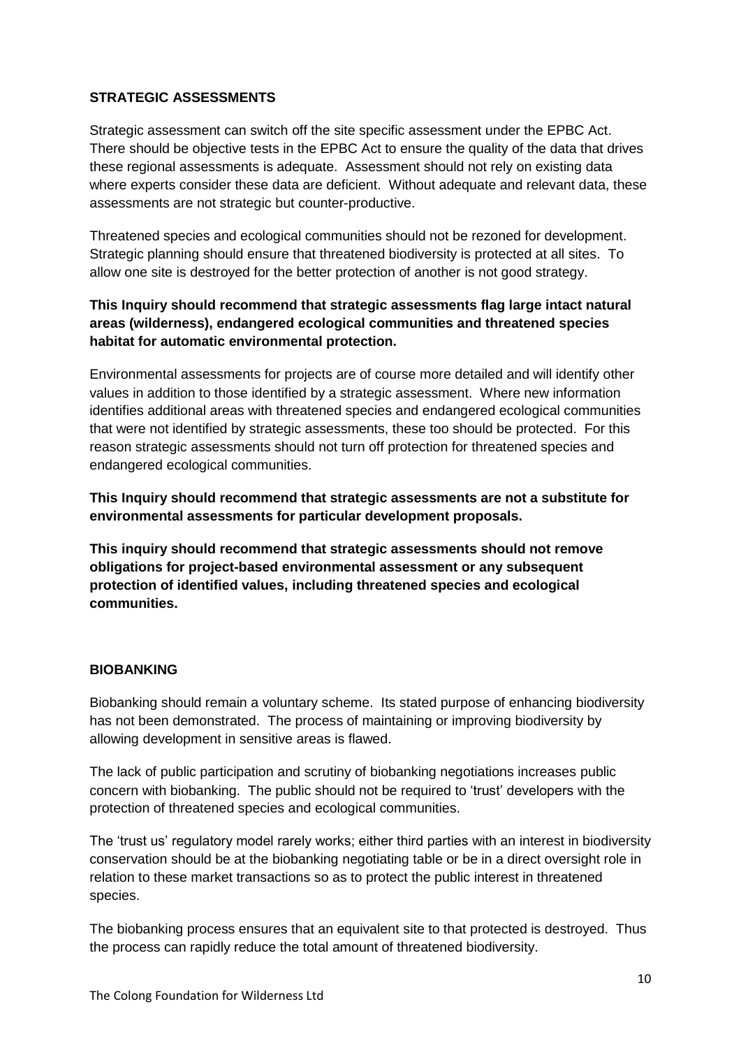## STRATEGIC ASSESSMENTS

Strategic assessment can switch off the site specific assessment under the EPBC Act. There should be objective tests in the EPBC Act to ensure the quality of the data that drives these regional assessments is adequate. Assessment should not rely on existing data where experts consider these data are deficient. Without adequate and relevant data, these assessments are not strategic but counter-productive.

Threatened species and ecological communities should not be rezoned for development. Strategic planning should ensure that threatened biodiversity is protected at all sites. To allow one site is destroyed for the better protection of another is not good strategy.

**This Inquiry should recommend that strategic assessments flag large intact natural areas (wilderness), endangered ecological communities and threatened species habitat for automatic environmental protection.**

Environmental assessments for projects are of course more detailed and will identify other values in addition to those identified by a strategic assessment. Where new information identifies additional areas with threatened species and endangered ecological communities that were not identified by strategic assessments, these too should be protected. For this reason strategic assessments should not turn off protection for threatened species and endangered ecological communities.

**This Inquiry should recommend that strategic assessments are not a substitute for environmental assessments for particular development proposals.**

**This inquiry should recommend that strategic assessments should not remove obligations for project-based environmental assessment or any subsequent protection of identified values, including threatened species and ecological communities.**

## BIOBANKING

Biobanking should remain a voluntary scheme. Its stated purpose of enhancing biodiversity has not been demonstrated. The process of maintaining or improving biodiversity by allowing development in sensitive areas is flawed.

The lack of public participation and scrutiny of biobanking negotiations increases public concern with biobanking. The public should not be required to 'trust' developers with the protection of threatened species and ecological communities.

The 'trust us' regulatory model rarely works; either third parties with an interest in biodiversity conservation should be at the biobanking negotiating table or be in a direct oversight role in relation to these market transactions so as to protect the public interest in threatened species.

The biobanking process ensures that an equivalent site to that protected is destroyed. Thus the process can rapidly reduce the total amount of threatened biodiversity.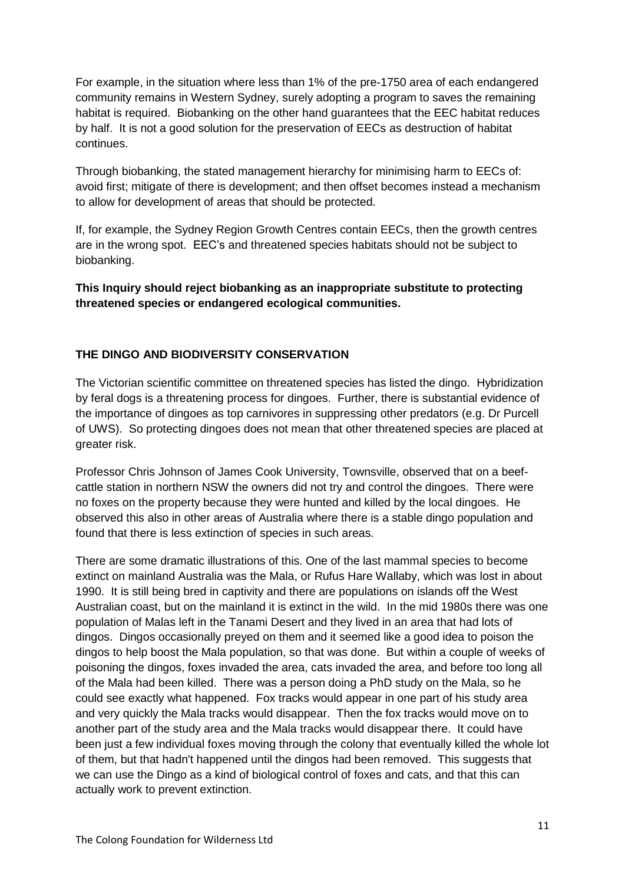For example, in the situation where less than 1% of the pre-1750 area of each endangered community remains in Western Sydney, surely adopting a program to saves the remaining habitat is required. Biobanking on the other hand guarantees that the EEC habitat reduces by half. It is not a good solution for the preservation of EECs as destruction of habitat continues.

Through biobanking, the stated management hierarchy for minimising harm to EECs of: avoid first; mitigate of there is development; and then offset becomes instead a mechanism to allow for development of areas that should be protected.

If, for example, the Sydney Region Growth Centres contain EECs, then the growth centres are in the wrong spot. EEC's and threatened species habitats should not be subject to biobanking.

**This Inquiry should reject biobanking as an inappropriate substitute to protecting threatened species or endangered ecological communities.**

## THE DINGO AND BIODIVERSITY CONSERVATION

The Victorian scientific committee on threatened species has listed the dingo. Hybridization by feral dogs is a threatening process for dingoes. Further, there is substantial evidence of the importance of dingoes as top carnivores in suppressing other predators (e.g. Dr Purcell of UWS). So protecting dingoes does not mean that other threatened species are placed at greater risk.

Professor Chris Johnson of James Cook University, Townsville, observed that on a beef-cattle station in northern NSW the owners did not try and control the dingoes. There were no foxes on the property because they were hunted and killed by the local dingoes. He observed this also in other areas of Australia where there is a stable dingo population and found that there is less extinction of species in such areas.

There are some dramatic illustrations of this. One of the last mammal species to become extinct on mainland Australia was the Mala, or Rufus Hare Wallaby, which was lost in about 1990. It is still being bred in captivity and there are populations on islands off the West Australian coast, but on the mainland it is extinct in the wild. In the mid 1980s there was one population of Malas left in the Tanami Desert and they lived in an area that had lots of dingos. Dingos occasionally preyed on them and it seemed like a good idea to poison the dingos to help boost the Mala population, so that was done. But within a couple of weeks of poisoning the dingos, foxes invaded the area, cats invaded the area, and before too long all of the Mala had been killed. There was a person doing a PhD study on the Mala, so he could see exactly what happened. Fox tracks would appear in one part of his study area and very quickly the Mala tracks would disappear. Then the fox tracks would move on to another part of the study area and the Mala tracks would disappear there. It could have been just a few individual foxes moving through the colony that eventually killed the whole lot of them, but that hadn't happened until the dingos had been removed. This suggests that we can use the Dingo as a kind of biological control of foxes and cats, and that this can actually work to prevent extinction.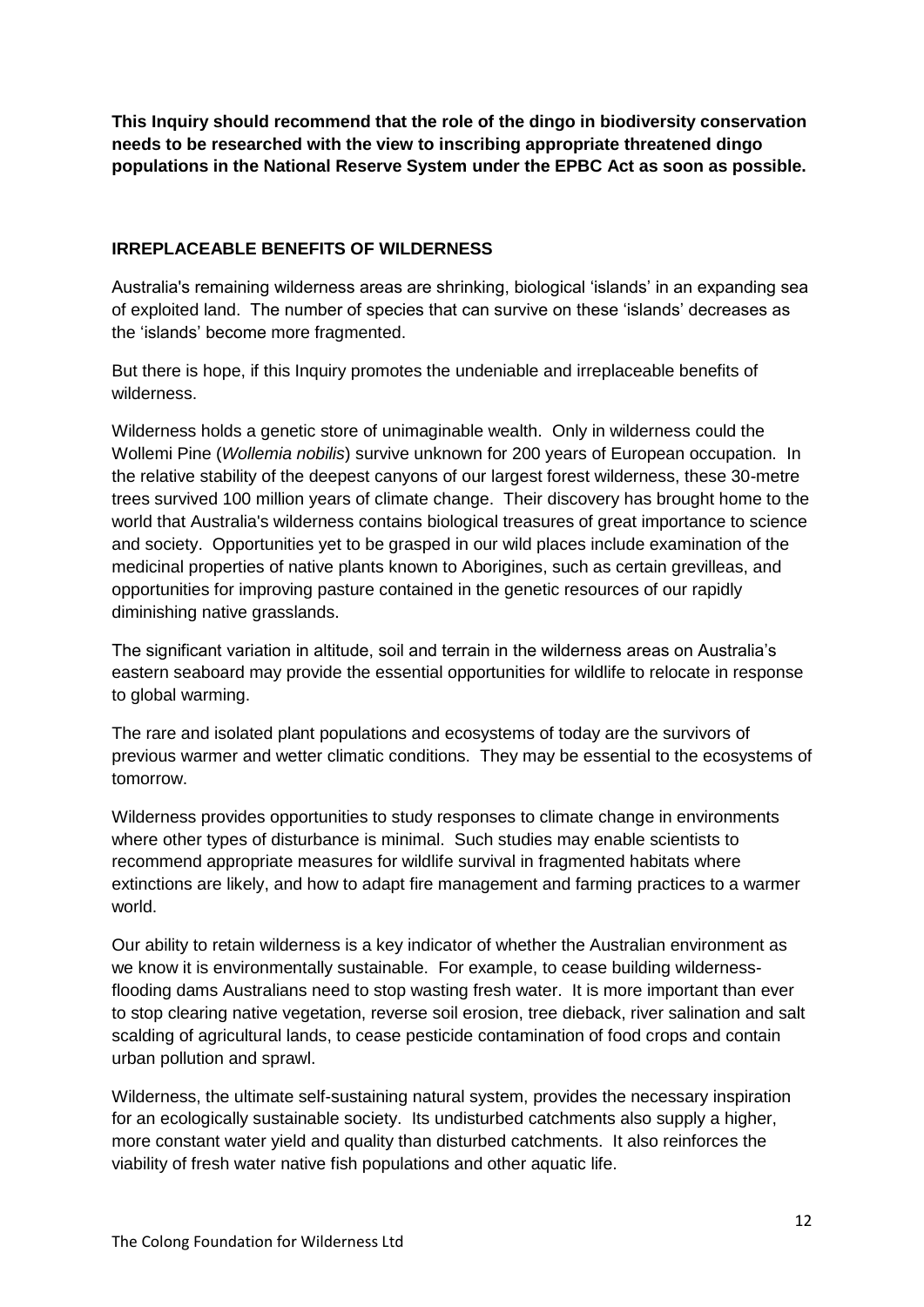**This Inquiry should recommend that the role of the dingo in biodiversity conservation needs to be researched with the view to inscribing appropriate threatened dingo populations in the National Reserve System under the EPBC Act as soon as possible.**

## IRREPLACEABLE BENEFITS OF WILDERNESS

Australia's remaining wilderness areas are shrinking, biological 'islands' in an expanding sea of exploited land. The number of species that can survive on these 'islands' decreases as the 'islands' become more fragmented.

But there is hope, if this Inquiry promotes the undeniable and irreplaceable benefits of wilderness.

Wilderness holds a genetic store of unimaginable wealth. Only in wilderness could the Wollemi Pine (*Wollemia nobilis*) survive unknown for 200 years of European occupation. In the relative stability of the deepest canyons of our largest forest wilderness, these 30-metre trees survived 100 million years of climate change. Their discovery has brought home to the world that Australia's wilderness contains biological treasures of great importance to science and society. Opportunities yet to be grasped in our wild places include examination of the medicinal properties of native plants known to Aborigines, such as certain grevilleas, and opportunities for improving pasture contained in the genetic resources of our rapidly diminishing native grasslands.

The significant variation in altitude, soil and terrain in the wilderness areas on Australia's eastern seaboard may provide the essential opportunities for wildlife to relocate in response to global warming.

The rare and isolated plant populations and ecosystems of today are the survivors of previous warmer and wetter climatic conditions. They may be essential to the ecosystems of tomorrow.

Wilderness provides opportunities to study responses to climate change in environments where other types of disturbance is minimal. Such studies may enable scientists to recommend appropriate measures for wildlife survival in fragmented habitats where extinctions are likely, and how to adapt fire management and farming practices to a warmer world.

Our ability to retain wilderness is a key indicator of whether the Australian environment as we know it is environmentally sustainable. For example, to cease building wilderness-flooding dams Australians need to stop wasting fresh water. It is more important than ever to stop clearing native vegetation, reverse soil erosion, tree dieback, river salination and salt scalding of agricultural lands, to cease pesticide contamination of food crops and contain urban pollution and sprawl.

Wilderness, the ultimate self-sustaining natural system, provides the necessary inspiration for an ecologically sustainable society. Its undisturbed catchments also supply a higher, more constant water yield and quality than disturbed catchments. It also reinforces the viability of fresh water native fish populations and other aquatic life.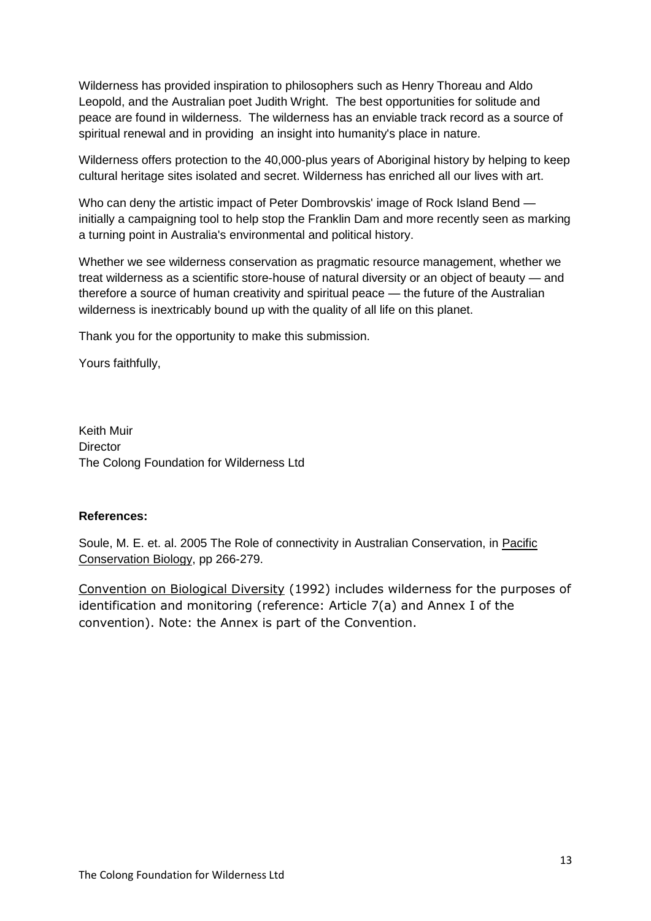Wilderness has provided inspiration to philosophers such as Henry Thoreau and Aldo Leopold, and the Australian poet Judith Wright. The best opportunities for solitude and peace are found in wilderness. The wilderness has an enviable track record as a source of spiritual renewal and in providing an insight into humanity's place in nature.

Wilderness offers protection to the 40,000-plus years of Aboriginal history by helping to keep cultural heritage sites isolated and secret. Wilderness has enriched all our lives with art.

Who can deny the artistic impact of Peter Dombrovskis' image of Rock Island Bend — initially a campaigning tool to help stop the Franklin Dam and more recently seen as marking a turning point in Australia's environmental and political history.

Whether we see wilderness conservation as pragmatic resource management, whether we treat wilderness as a scientific store-house of natural diversity or an object of beauty — and therefore a source of human creativity and spiritual peace — the future of the Australian wilderness is inextricably bound up with the quality of all life on this planet.

Thank you for the opportunity to make this submission.

Yours faithfully,

Keith Muir
Director
The Colong Foundation for Wilderness Ltd

**References:**

Soule, M. E. et. al. 2005 The Role of connectivity in Australian Conservation, in Pacific Conservation Biology, pp 266-279.

Convention on Biological Diversity (1992) includes wilderness for the purposes of identification and monitoring (reference: Article 7(a) and Annex I of the convention). Note: the Annex is part of the Convention.